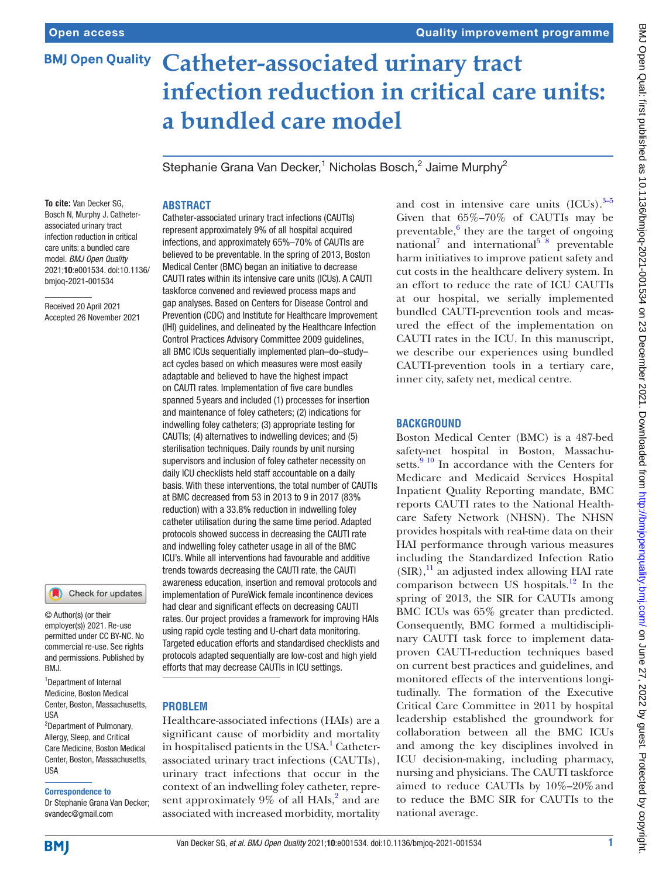Open access

Quality improvement programme

# Catheter-associated urinary tract infection reduction in critical care units: a bundled care model

Stephanie Grana Van Decker,[1] Nicholas Bosch,[2] Jaime Murphy[2]

**To cite:** Van Decker SG, Bosch N, Murphy J. Catheter-associated urinary tract infection reduction in critical care units: a bundled care model. *BMJ Open Quality* 2021;**10**:e001534. doi:10.1136/bmjoq-2021-001534

Received 20 April 2021
Accepted 26 November 2021

© Author(s) (or their employer(s)) 2021. Re-use permitted under CC BY-NC. No commercial re-use. See rights and permissions. Published by BMJ.

[1]Department of Internal Medicine, Boston Medical Center, Boston, Massachusetts, USA
[2]Department of Pulmonary, Allergy, Sleep, and Critical Care Medicine, Boston Medical Center, Boston, Massachusetts, USA

**Correspondence to**
Dr Stephanie Grana Van Decker; svandec@gmail.com

## ABSTRACT

Catheter-associated urinary tract infections (CAUTIs) represent approximately 9% of all hospital acquired infections, and approximately 65%–70% of CAUTIs are believed to be preventable. In the spring of 2013, Boston Medical Center (BMC) began an initiative to decrease CAUTI rates within its intensive care units (ICUs). A CAUTI taskforce convened and reviewed process maps and gap analyses. Based on Centers for Disease Control and Prevention (CDC) and Institute for Healthcare Improvement (IHI) guidelines, and delineated by the Healthcare Infection Control Practices Advisory Committee 2009 guidelines, all BMC ICUs sequentially implemented plan–do–study–act cycles based on which measures were most easily adaptable and believed to have the highest impact on CAUTI rates. Implementation of five care bundles spanned 5 years and included (1) processes for insertion and maintenance of foley catheters; (2) indications for indwelling foley catheters; (3) appropriate testing for CAUTIs; (4) alternatives to indwelling devices; and (5) sterilisation techniques. Daily rounds by unit nursing supervisors and inclusion of foley catheter necessity on daily ICU checklists held staff accountable on a daily basis. With these interventions, the total number of CAUTIs at BMC decreased from 53 in 2013 to 9 in 2017 (83% reduction) with a 33.8% reduction in indwelling foley catheter utilisation during the same time period. Adapted protocols showed success in decreasing the CAUTI rate and indwelling foley catheter usage in all of the BMC ICU's. While all interventions had favourable and additive trends towards decreasing the CAUTI rate, the CAUTI awareness education, insertion and removal protocols and implementation of PureWick female incontinence devices had clear and significant effects on decreasing CAUTI rates. Our project provides a framework for improving HAIs using rapid cycle testing and U-chart data monitoring. Targeted education efforts and standardised checklists and protocols adapted sequentially are low-cost and high yield efforts that may decrease CAUTIs in ICU settings.

## PROBLEM

Healthcare-associated infections (HAIs) are a significant cause of morbidity and mortality in hospitalised patients in the USA.[1] Catheter-associated urinary tract infections (CAUTIs), urinary tract infections that occur in the context of an indwelling foley catheter, represent approximately 9% of all HAIs,[2] and are associated with increased morbidity, mortality and cost in intensive care units (ICUs).[3–5] Given that 65%–70% of CAUTIs may be preventable,[6] they are the target of ongoing national[7] and international[5 8] preventable harm initiatives to improve patient safety and cut costs in the healthcare delivery system. In an effort to reduce the rate of ICU CAUTIs at our hospital, we serially implemented bundled CAUTI-prevention tools and measured the effect of the implementation on CAUTI rates in the ICU. In this manuscript, we describe our experiences using bundled CAUTI-prevention tools in a tertiary care, inner city, safety net, medical centre.

## BACKGROUND

Boston Medical Center (BMC) is a 487-bed safety-net hospital in Boston, Massachusetts.[9 10] In accordance with the Centers for Medicare and Medicaid Services Hospital Inpatient Quality Reporting mandate, BMC reports CAUTI rates to the National Healthcare Safety Network (NHSN). The NHSN provides hospitals with real-time data on their HAI performance through various measures including the Standardized Infection Ratio (SIR),[11] an adjusted index allowing HAI rate comparison between US hospitals.[12] In the spring of 2013, the SIR for CAUTIs among BMC ICUs was 65% greater than predicted. Consequently, BMC formed a multidisciplinary CAUTI task force to implement data-proven CAUTI-reduction techniques based on current best practices and guidelines, and monitored effects of the interventions longitudinally. The formation of the Executive Critical Care Committee in 2011 by hospital leadership established the groundwork for collaboration between all the BMC ICUs and among the key disciplines involved in ICU decision-making, including pharmacy, nursing and physicians. The CAUTI taskforce aimed to reduce CAUTIs by 10%–20% and to reduce the BMC SIR for CAUTIs to the national average.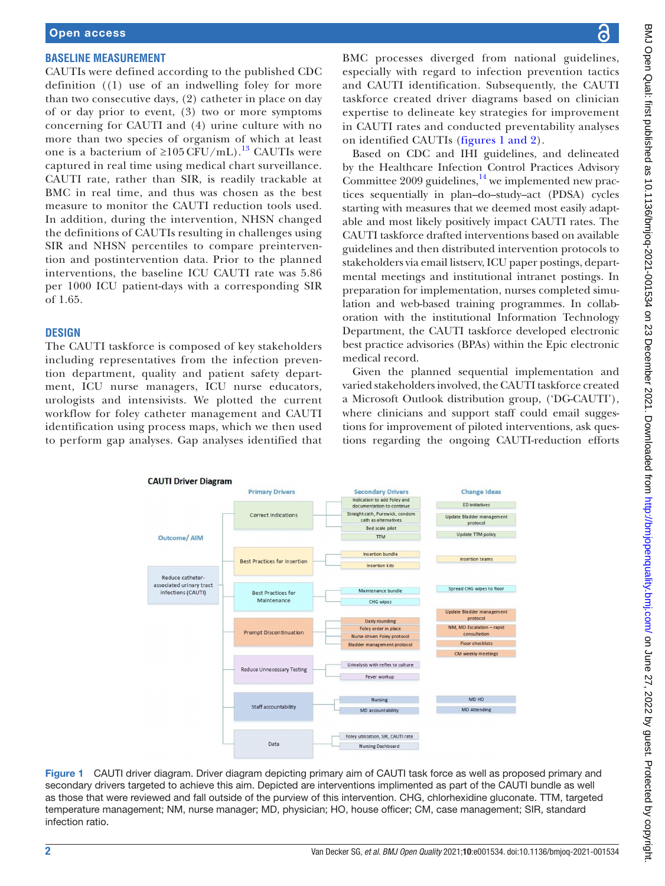## BASELINE MEASUREMENT

CAUTIs were defined according to the published CDC definition ((1) use of an indwelling foley for more than two consecutive days, (2) catheter in place on day of or day prior to event, (3) two or more symptoms concerning for CAUTI and (4) urine culture with no more than two species of organism of which at least one is a bacterium of ≥105 CFU/mL).[13] CAUTIs were captured in real time using medical chart surveillance. CAUTI rate, rather than SIR, is readily trackable at BMC in real time, and thus was chosen as the best measure to monitor the CAUTI reduction tools used. In addition, during the intervention, NHSN changed the definitions of CAUTIs resulting in challenges using SIR and NHSN percentiles to compare preintervention and postintervention data. Prior to the planned interventions, the baseline ICU CAUTI rate was 5.86 per 1000 ICU patient-days with a corresponding SIR of 1.65.

## DESIGN

The CAUTI taskforce is composed of key stakeholders including representatives from the infection prevention department, quality and patient safety department, ICU nurse managers, ICU nurse educators, urologists and intensivists. We plotted the current workflow for foley catheter management and CAUTI identification using process maps, which we then used to perform gap analyses. Gap analyses identified that BMC processes diverged from national guidelines, especially with regard to infection prevention tactics and CAUTI identification. Subsequently, the CAUTI taskforce created driver diagrams based on clinician expertise to delineate key strategies for improvement in CAUTI rates and conducted preventability analyses on identified CAUTIs (figures 1 and 2).

Based on CDC and IHI guidelines, and delineated by the Healthcare Infection Control Practices Advisory Committee 2009 guidelines,[14] we implemented new practices sequentially in plan–do–study–act (PDSA) cycles starting with measures that we deemed most easily adaptable and most likely positively impact CAUTI rates. The CAUTI taskforce drafted interventions based on available guidelines and then distributed intervention protocols to stakeholders via email listserv, ICU paper postings, departmental meetings and institutional intranet postings. In preparation for implementation, nurses completed simulation and web-based training programmes. In collaboration with the institutional Information Technology Department, the CAUTI taskforce developed electronic best practice advisories (BPAs) within the Epic electronic medical record.

Given the planned sequential implementation and varied stakeholders involved, the CAUTI taskforce created a Microsoft Outlook distribution group, ('DG-CAUTI'), where clinicians and support staff could email suggestions for improvement of piloted interventions, ask questions regarding the ongoing CAUTI-reduction efforts

**Figure 1** CAUTI driver diagram. Driver diagram depicting primary aim of CAUTI task force as well as proposed primary and secondary drivers targeted to achieve this aim. Depicted are interventions implimented as part of the CAUTI bundle as well as those that were reviewed and fall outside of the purview of this intervention. CHG, chlorhexidine gluconate. TTM, targeted temperature management; NM, nurse manager; MD, physician; HO, house officer; CM, case management; SIR, standard infection ratio.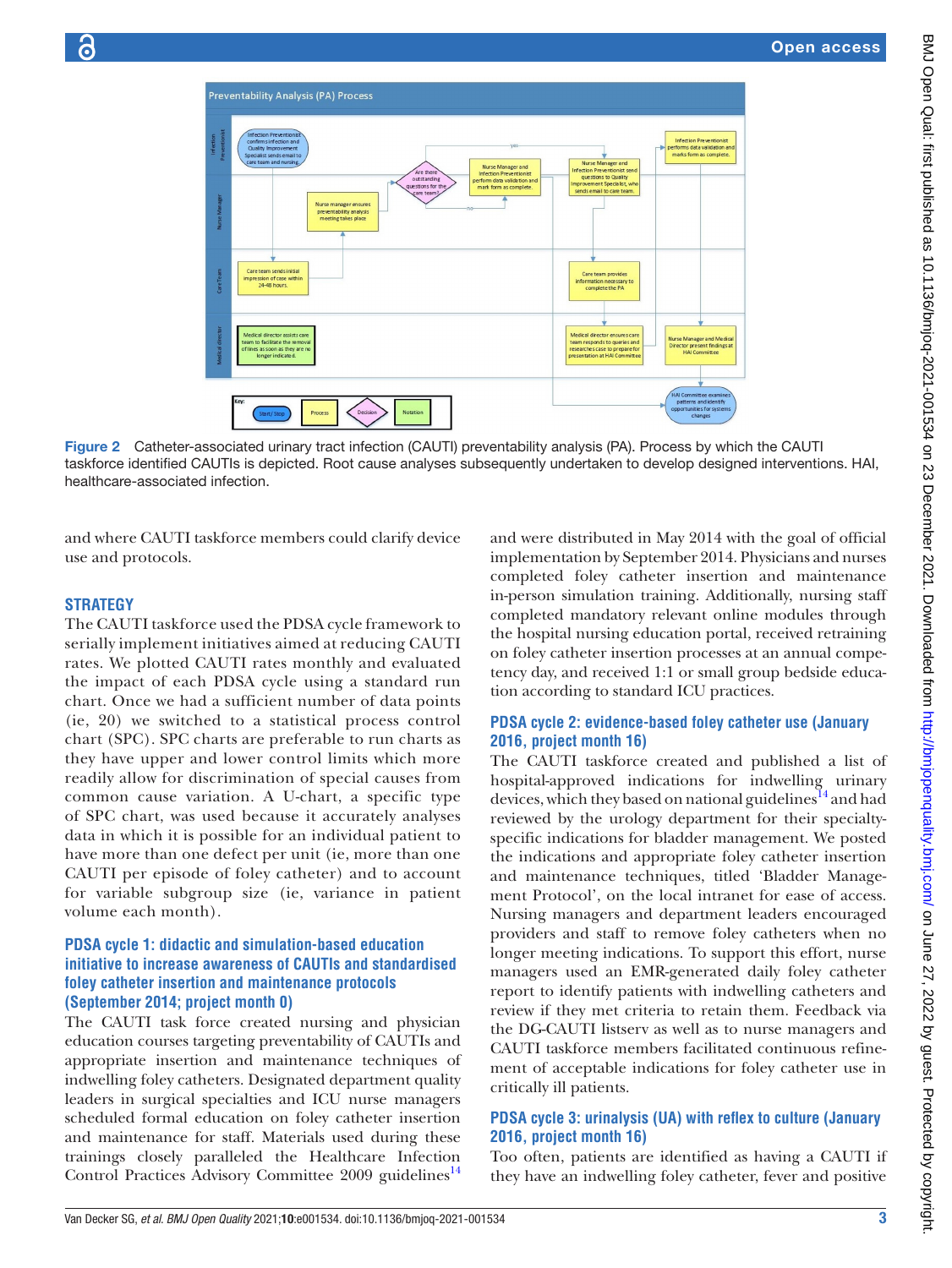Figure 2 Catheter-associated urinary tract infection (CAUTI) preventability analysis (PA). Process by which the CAUTI taskforce identified CAUTIs is depicted. Root cause analyses subsequently undertaken to develop designed interventions. HAI, healthcare-associated infection.

and where CAUTI taskforce members could clarify device use and protocols.

## STRATEGY

The CAUTI taskforce used the PDSA cycle framework to serially implement initiatives aimed at reducing CAUTI rates. We plotted CAUTI rates monthly and evaluated the impact of each PDSA cycle using a standard run chart. Once we had a sufficient number of data points (ie, 20) we switched to a statistical process control chart (SPC). SPC charts are preferable to run charts as they have upper and lower control limits which more readily allow for discrimination of special causes from common cause variation. A U-chart, a specific type of SPC chart, was used because it accurately analyses data in which it is possible for an individual patient to have more than one defect per unit (ie, more than one CAUTI per episode of foley catheter) and to account for variable subgroup size (ie, variance in patient volume each month).

### PDSA cycle 1: didactic and simulation-based education initiative to increase awareness of CAUTIs and standardised foley catheter insertion and maintenance protocols (September 2014; project month 0)

The CAUTI task force created nursing and physician education courses targeting preventability of CAUTIs and appropriate insertion and maintenance techniques of indwelling foley catheters. Designated department quality leaders in surgical specialties and ICU nurse managers scheduled formal education on foley catheter insertion and maintenance for staff. Materials used during these trainings closely paralleled the Healthcare Infection Control Practices Advisory Committee 2009 guidelines[14] and were distributed in May 2014 with the goal of official implementation by September 2014. Physicians and nurses completed foley catheter insertion and maintenance in-person simulation training. Additionally, nursing staff completed mandatory relevant online modules through the hospital nursing education portal, received retraining on foley catheter insertion processes at an annual competency day, and received 1:1 or small group bedside education according to standard ICU practices.

### PDSA cycle 2: evidence-based foley catheter use (January 2016, project month 16)

The CAUTI taskforce created and published a list of hospital-approved indications for indwelling urinary devices, which they based on national guidelines[14] and had reviewed by the urology department for their specialty-specific indications for bladder management. We posted the indications and appropriate foley catheter insertion and maintenance techniques, titled 'Bladder Management Protocol', on the local intranet for ease of access. Nursing managers and department leaders encouraged providers and staff to remove foley catheters when no longer meeting indications. To support this effort, nurse managers used an EMR-generated daily foley catheter report to identify patients with indwelling catheters and review if they met criteria to retain them. Feedback via the DG-CAUTI listserv as well as to nurse managers and CAUTI taskforce members facilitated continuous refinement of acceptable indications for foley catheter use in critically ill patients.

### PDSA cycle 3: urinalysis (UA) with reflex to culture (January 2016, project month 16)

Too often, patients are identified as having a CAUTI if they have an indwelling foley catheter, fever and positive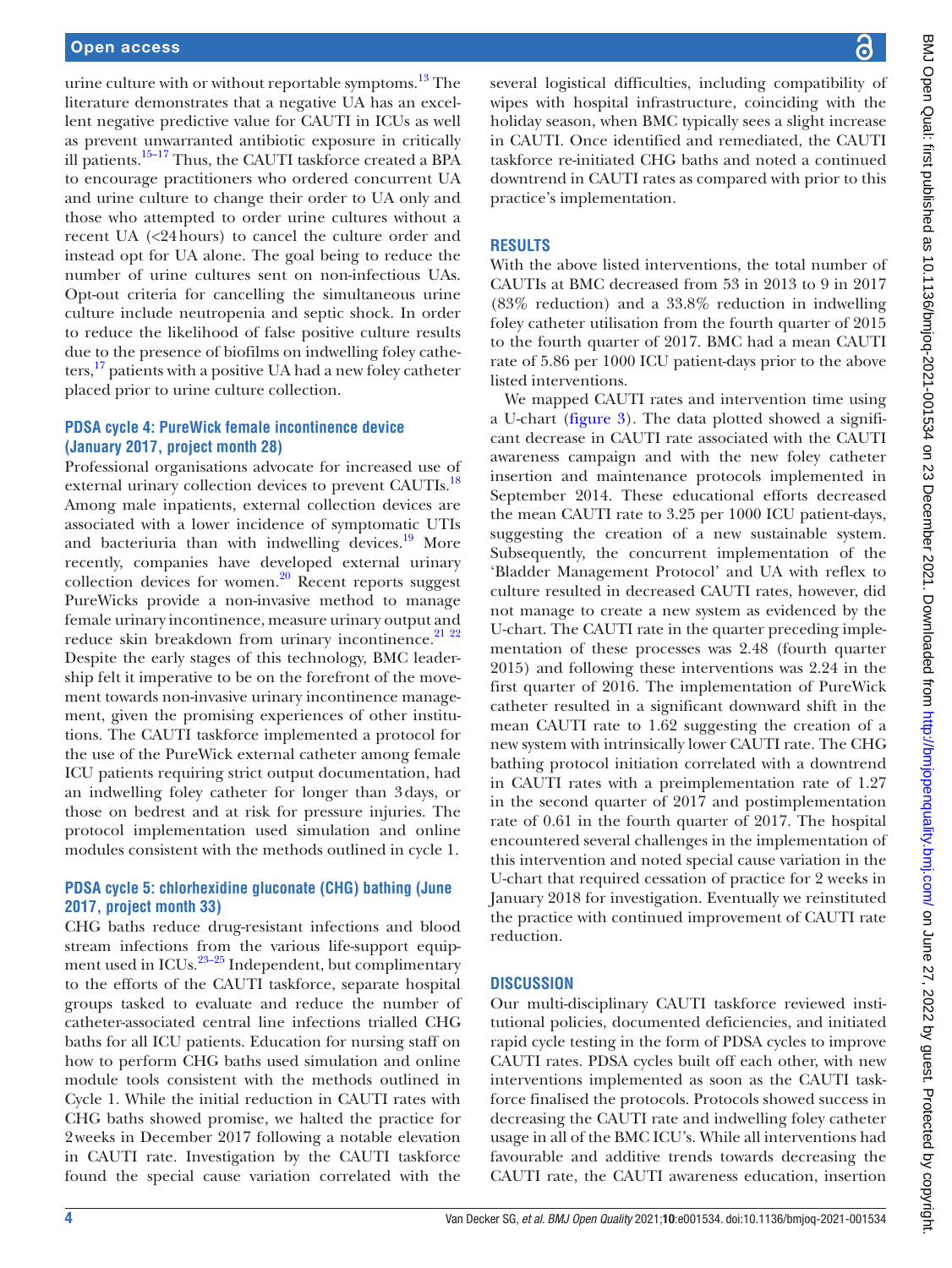urine culture with or without reportable symptoms.[13] The literature demonstrates that a negative UA has an excellent negative predictive value for CAUTI in ICUs as well as prevent unwarranted antibiotic exposure in critically ill patients.[15–17] Thus, the CAUTI taskforce created a BPA to encourage practitioners who ordered concurrent UA and urine culture to change their order to UA only and those who attempted to order urine cultures without a recent UA (<24 hours) to cancel the culture order and instead opt for UA alone. The goal being to reduce the number of urine cultures sent on non-infectious UAs. Opt-out criteria for cancelling the simultaneous urine culture include neutropenia and septic shock. In order to reduce the likelihood of false positive culture results due to the presence of biofilms on indwelling foley catheters,[17] patients with a positive UA had a new foley catheter placed prior to urine culture collection.

### PDSA cycle 4: PureWick female incontinence device (January 2017, project month 28)

Professional organisations advocate for increased use of external urinary collection devices to prevent CAUTIs.[18] Among male inpatients, external collection devices are associated with a lower incidence of symptomatic UTIs and bacteriuria than with indwelling devices.[19] More recently, companies have developed external urinary collection devices for women.[20] Recent reports suggest PureWicks provide a non-invasive method to manage female urinary incontinence, measure urinary output and reduce skin breakdown from urinary incontinence.[21 22] Despite the early stages of this technology, BMC leadership felt it imperative to be on the forefront of the movement towards non-invasive urinary incontinence management, given the promising experiences of other institutions. The CAUTI taskforce implemented a protocol for the use of the PureWick external catheter among female ICU patients requiring strict output documentation, had an indwelling foley catheter for longer than 3 days, or those on bedrest and at risk for pressure injuries. The protocol implementation used simulation and online modules consistent with the methods outlined in cycle 1.

### PDSA cycle 5: chlorhexidine gluconate (CHG) bathing (June 2017, project month 33)

CHG baths reduce drug-resistant infections and blood stream infections from the various life-support equipment used in ICUs.[23–25] Independent, but complimentary to the efforts of the CAUTI taskforce, separate hospital groups tasked to evaluate and reduce the number of catheter-associated central line infections trialled CHG baths for all ICU patients. Education for nursing staff on how to perform CHG baths used simulation and online module tools consistent with the methods outlined in Cycle 1. While the initial reduction in CAUTI rates with CHG baths showed promise, we halted the practice for 2 weeks in December 2017 following a notable elevation in CAUTI rate. Investigation by the CAUTI taskforce found the special cause variation correlated with the several logistical difficulties, including compatibility of wipes with hospital infrastructure, coinciding with the holiday season, when BMC typically sees a slight increase in CAUTI. Once identified and remediated, the CAUTI taskforce re-initiated CHG baths and noted a continued downtrend in CAUTI rates as compared with prior to this practice's implementation.

## RESULTS

With the above listed interventions, the total number of CAUTIs at BMC decreased from 53 in 2013 to 9 in 2017 (83% reduction) and a 33.8% reduction in indwelling foley catheter utilisation from the fourth quarter of 2015 to the fourth quarter of 2017. BMC had a mean CAUTI rate of 5.86 per 1000 ICU patient-days prior to the above listed interventions.

We mapped CAUTI rates and intervention time using a U-chart (figure 3). The data plotted showed a significant decrease in CAUTI rate associated with the CAUTI awareness campaign and with the new foley catheter insertion and maintenance protocols implemented in September 2014. These educational efforts decreased the mean CAUTI rate to 3.25 per 1000 ICU patient-days, suggesting the creation of a new sustainable system. Subsequently, the concurrent implementation of the 'Bladder Management Protocol' and UA with reflex to culture resulted in decreased CAUTI rates, however, did not manage to create a new system as evidenced by the U-chart. The CAUTI rate in the quarter preceding implementation of these processes was 2.48 (fourth quarter 2015) and following these interventions was 2.24 in the first quarter of 2016. The implementation of PureWick catheter resulted in a significant downward shift in the mean CAUTI rate to 1.62 suggesting the creation of a new system with intrinsically lower CAUTI rate. The CHG bathing protocol initiation correlated with a downtrend in CAUTI rates with a preimplementation rate of 1.27 in the second quarter of 2017 and postimplementation rate of 0.61 in the fourth quarter of 2017. The hospital encountered several challenges in the implementation of this intervention and noted special cause variation in the U-chart that required cessation of practice for 2 weeks in January 2018 for investigation. Eventually we reinstituted the practice with continued improvement of CAUTI rate reduction.

## DISCUSSION

Our multi-disciplinary CAUTI taskforce reviewed institutional policies, documented deficiencies, and initiated rapid cycle testing in the form of PDSA cycles to improve CAUTI rates. PDSA cycles built off each other, with new interventions implemented as soon as the CAUTI taskforce finalised the protocols. Protocols showed success in decreasing the CAUTI rate and indwelling foley catheter usage in all of the BMC ICU's. While all interventions had favourable and additive trends towards decreasing the CAUTI rate, the CAUTI awareness education, insertion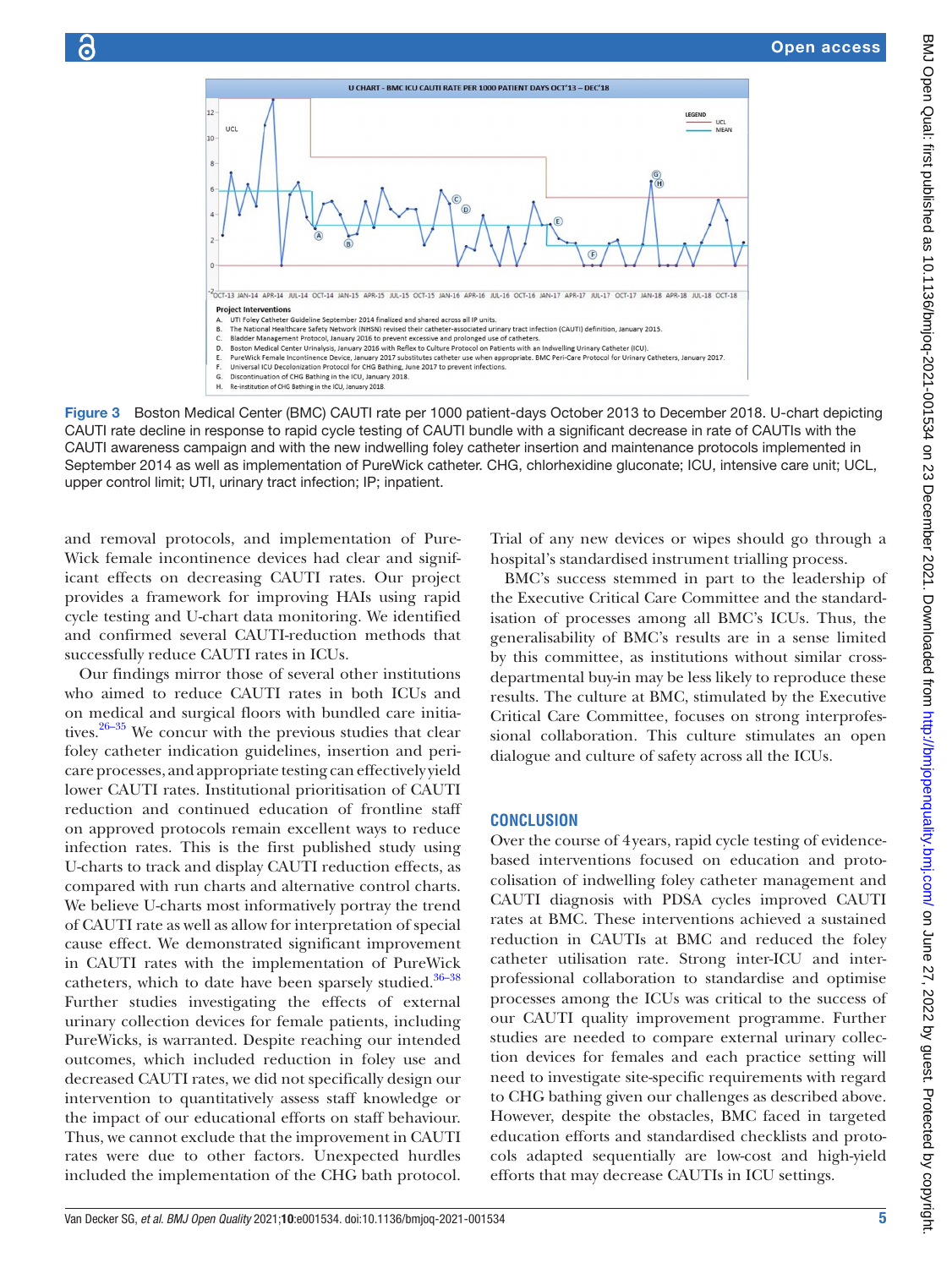Figure 3 Boston Medical Center (BMC) CAUTI rate per 1000 patient-days October 2013 to December 2018. U-chart depicting CAUTI rate decline in response to rapid cycle testing of CAUTI bundle with a significant decrease in rate of CAUTIs with the CAUTI awareness campaign and with the new indwelling foley catheter insertion and maintenance protocols implemented in September 2014 as well as implementation of PureWick catheter. CHG, chlorhexidine gluconate; ICU, intensive care unit; UCL, upper control limit; UTI, urinary tract infection; IP; inpatient.

and removal protocols, and implementation of PureWick female incontinence devices had clear and significant effects on decreasing CAUTI rates. Our project provides a framework for improving HAIs using rapid cycle testing and U-chart data monitoring. We identified and confirmed several CAUTI-reduction methods that successfully reduce CAUTI rates in ICUs.

Our findings mirror those of several other institutions who aimed to reduce CAUTI rates in both ICUs and on medical and surgical floors with bundled care initiatives.[26–35] We concur with the previous studies that clear foley catheter indication guidelines, insertion and pericare processes, and appropriate testing can effectively yield lower CAUTI rates. Institutional prioritisation of CAUTI reduction and continued education of frontline staff on approved protocols remain excellent ways to reduce infection rates. This is the first published study using U-charts to track and display CAUTI reduction effects, as compared with run charts and alternative control charts. We believe U-charts most informatively portray the trend of CAUTI rate as well as allow for interpretation of special cause effect. We demonstrated significant improvement in CAUTI rates with the implementation of PureWick catheters, which to date have been sparsely studied.[36–38] Further studies investigating the effects of external urinary collection devices for female patients, including PureWicks, is warranted. Despite reaching our intended outcomes, which included reduction in foley use and decreased CAUTI rates, we did not specifically design our intervention to quantitatively assess staff knowledge or the impact of our educational efforts on staff behaviour. Thus, we cannot exclude that the improvement in CAUTI rates were due to other factors. Unexpected hurdles included the implementation of the CHG bath protocol. Trial of any new devices or wipes should go through a hospital's standardised instrument trialling process.

BMC's success stemmed in part to the leadership of the Executive Critical Care Committee and the standardisation of processes among all BMC's ICUs. Thus, the generalisability of BMC's results are in a sense limited by this committee, as institutions without similar cross-departmental buy-in may be less likely to reproduce these results. The culture at BMC, stimulated by the Executive Critical Care Committee, focuses on strong interprofessional collaboration. This culture stimulates an open dialogue and culture of safety across all the ICUs.

## CONCLUSION

Over the course of 4 years, rapid cycle testing of evidence-based interventions focused on education and protocolisation of indwelling foley catheter management and CAUTI diagnosis with PDSA cycles improved CAUTI rates at BMC. These interventions achieved a sustained reduction in CAUTIs at BMC and reduced the foley catheter utilisation rate. Strong inter-ICU and interprofessional collaboration to standardise and optimise processes among the ICUs was critical to the success of our CAUTI quality improvement programme. Further studies are needed to compare external urinary collection devices for females and each practice setting will need to investigate site-specific requirements with regard to CHG bathing given our challenges as described above. However, despite the obstacles, BMC faced in targeted education efforts and standardised checklists and protocols adapted sequentially are low-cost and high-yield efforts that may decrease CAUTIs in ICU settings.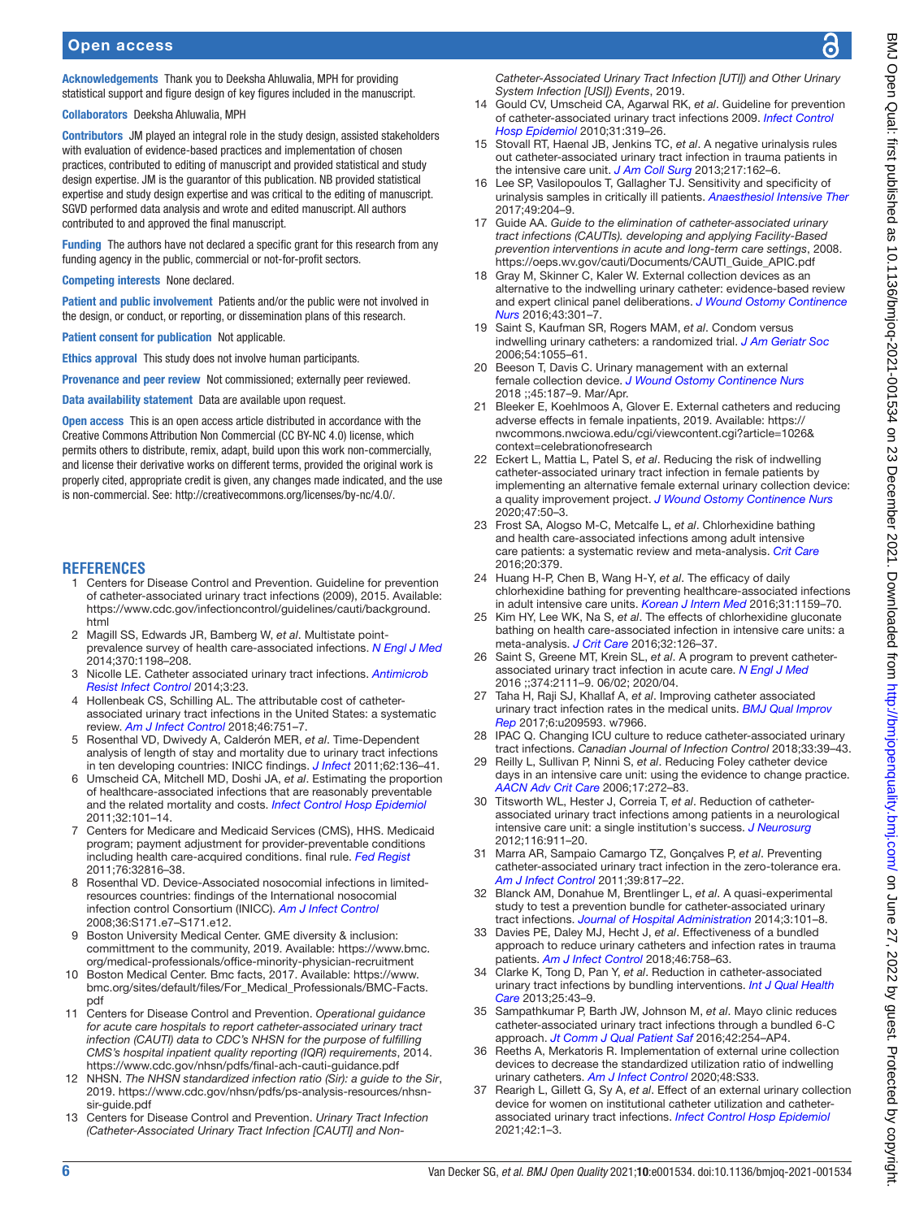**Acknowledgements** Thank you to Deeksha Ahluwalia, MPH for providing statistical support and figure design of key figures included in the manuscript.

**Collaborators** Deeksha Ahluwalia, MPH

**Contributors** JM played an integral role in the study design, assisted stakeholders with evaluation of evidence-based practices and implementation of chosen practices, contributed to editing of manuscript and provided statistical and study design expertise. JM is the guarantor of this publication. NB provided statistical expertise and study design expertise and was critical to the editing of manuscript. SGVD performed data analysis and wrote and edited manuscript. All authors contributed to and approved the final manuscript.

**Funding** The authors have not declared a specific grant for this research from any funding agency in the public, commercial or not-for-profit sectors.

**Competing interests** None declared.

**Patient and public involvement** Patients and/or the public were not involved in the design, or conduct, or reporting, or dissemination plans of this research.

**Patient consent for publication** Not applicable.

**Ethics approval** This study does not involve human participants.

**Provenance and peer review** Not commissioned; externally peer reviewed.

**Data availability statement** Data are available upon request.

**Open access** This is an open access article distributed in accordance with the Creative Commons Attribution Non Commercial (CC BY-NC 4.0) license, which permits others to distribute, remix, adapt, build upon this work non-commercially, and license their derivative works on different terms, provided the original work is properly cited, appropriate credit is given, any changes made indicated, and the use is non-commercial. See: http://creativecommons.org/licenses/by-nc/4.0/.

## REFERENCES

1. Centers for Disease Control and Prevention. Guideline for prevention of catheter-associated urinary tract infections (2009), 2015. Available: https://www.cdc.gov/infectioncontrol/guidelines/cauti/background.html
2. Magill SS, Edwards JR, Bamberg W, *et al*. Multistate point-prevalence survey of health care-associated infections. *N Engl J Med* 2014;370:1198–208.
3. Nicolle LE. Catheter associated urinary tract infections. *Antimicrob Resist Infect Control* 2014;3:23.
4. Hollenbeak CS, Schilling AL. The attributable cost of catheter-associated urinary tract infections in the United States: a systematic review. *Am J Infect Control* 2018;46:751–7.
5. Rosenthal VD, Dwivedy A, Calderón MER, *et al*. Time-Dependent analysis of length of stay and mortality due to urinary tract infections in ten developing countries: INICC findings. *J Infect* 2011;62:136–41.
6. Umscheid CA, Mitchell MD, Doshi JA, *et al*. Estimating the proportion of healthcare-associated infections that are reasonably preventable and the related mortality and costs. *Infect Control Hosp Epidemiol* 2011;32:101–14.
7. Centers for Medicare and Medicaid Services (CMS), HHS. Medicaid program; payment adjustment for provider-preventable conditions including health care-acquired conditions. final rule. *Fed Regist* 2011;76:32816–38.
8. Rosenthal VD. Device-Associated nosocomial infections in limited-resources countries: findings of the International nosocomial infection control Consortium (INICC). *Am J Infect Control* 2008;36:S171.e7–S171.e12.
9. Boston University Medical Center. GME diversity & inclusion: committment to the community, 2019. Available: https://www.bmc.org/medical-professionals/office-minority-physician-recruitment
10. Boston Medical Center. Bmc facts, 2017. Available: https://www.bmc.org/sites/default/files/For_Medical_Professionals/BMC-Facts.pdf
11. Centers for Disease Control and Prevention. *Operational guidance for acute care hospitals to report catheter-associated urinary tract infection (CAUTI) data to CDC's NHSN for the purpose of fulfilling CMS's hospital inpatient quality reporting (IQR) requirements*, 2014. https://www.cdc.gov/nhsn/pdfs/final-ach-cauti-guidance.pdf
12. NHSN. *The NHSN standardized infection ratio (Sir): a guide to the Sir*, 2019. https://www.cdc.gov/nhsn/pdfs/ps-analysis-resources/nhsn-sir-guide.pdf
13. Centers for Disease Control and Prevention. *Urinary Tract Infection (Catheter-Associated Urinary Tract Infection [CAUTI] and Non-Catheter-Associated Urinary Tract Infection [UTI]) and Other Urinary System Infection [USI]) Events*, 2019.
14. Gould CV, Umscheid CA, Agarwal RK, *et al*. Guideline for prevention of catheter-associated urinary tract infections 2009. *Infect Control Hosp Epidemiol* 2010;31:319–26.
15. Stovall RT, Haenal JB, Jenkins TC, *et al*. A negative urinalysis rules out catheter-associated urinary tract infection in trauma patients in the intensive care unit. *J Am Coll Surg* 2013;217:162–6.
16. Lee SP, Vasilopoulos T, Gallagher TJ. Sensitivity and specificity of urinalysis samples in critically ill patients. *Anaesthesiol Intensive Ther* 2017;49:204–9.
17. Guide AA. *Guide to the elimination of catheter-associated urinary tract infections (CAUTIs). developing and applying Facility-Based prevention interventions in acute and long-term care settings*, 2008. https://oeps.wv.gov/cauti/Documents/CAUTI_Guide_APIC.pdf
18. Gray M, Skinner C, Kaler W. External collection devices as an alternative to the indwelling urinary catheter: evidence-based review and expert clinical panel deliberations. *J Wound Ostomy Continence Nurs* 2016;43:301–7.
19. Saint S, Kaufman SR, Rogers MAM, *et al*. Condom versus indwelling urinary catheters: a randomized trial. *J Am Geriatr Soc* 2006;54:1055–61.
20. Beeson T, Davis C. Urinary management with an external female collection device. *J Wound Ostomy Continence Nurs* 2018 ;;45:187–9. Mar/Apr.
21. Bleeker E, Koehlmoos A, Glover E. External catheters and reducing adverse effects in female inpatients, 2019. Available: https://nwcommons.nwciowa.edu/cgi/viewcontent.cgi?article=1026&context=celebrationofresearch
22. Eckert L, Mattia L, Patel S, *et al*. Reducing the risk of indwelling catheter-associated urinary tract infection in female patients by implementing an alternative female external urinary collection device: a quality improvement project. *J Wound Ostomy Continence Nurs* 2020;47:50–3.
23. Frost SA, Alogso M-C, Metcalfe L, *et al*. Chlorhexidine bathing and health care-associated infections among adult intensive care patients: a systematic review and meta-analysis. *Crit Care* 2016;20:379.
24. Huang H-P, Chen B, Wang H-Y, *et al*. The efficacy of daily chlorhexidine bathing for preventing healthcare-associated infections in adult intensive care units. *Korean J Intern Med* 2016;31:1159–70.
25. Kim HY, Lee WK, Na S, *et al*. The effects of chlorhexidine gluconate bathing on health care-associated infection in intensive care units: a meta-analysis. *J Crit Care* 2016;32:126–37.
26. Saint S, Greene MT, Krein SL, *et al*. A program to prevent catheter-associated urinary tract infection in acute care. *N Engl J Med* 2016 ;;374:2111–9. 06/02; 2020/04.
27. Taha H, Raji SJ, Khallaf A, *et al*. Improving catheter associated urinary tract infection rates in the medical units. *BMJ Qual Improv Rep* 2017;6:u209593. w7966.
28. IPAC Q. Changing ICU culture to reduce catheter-associated urinary tract infections. *Canadian Journal of Infection Control* 2018;33:39–43.
29. Reilly L, Sullivan P, Ninni S, *et al*. Reducing Foley catheter device days in an intensive care unit: using the evidence to change practice. *AACN Adv Crit Care* 2006;17:272–83.
30. Titsworth WL, Hester J, Correia T, *et al*. Reduction of catheter-associated urinary tract infections among patients in a neurological intensive care unit: a single institution's success. *J Neurosurg* 2012;116:911–20.
31. Marra AR, Sampaio Camargo TZ, Gonçalves P, *et al*. Preventing catheter-associated urinary tract infection in the zero-tolerance era. *Am J Infect Control* 2011;39:817–22.
32. Blanck AM, Donahue M, Brentlinger L, *et al*. A quasi-experimental study to test a prevention bundle for catheter-associated urinary tract infections. *Journal of Hospital Administration* 2014;3:101–8.
33. Davies PE, Daley MJ, Hecht J, *et al*. Effectiveness of a bundled approach to reduce urinary catheters and infection rates in trauma patients. *Am J Infect Control* 2018;46:758–63.
34. Clarke K, Tong D, Pan Y, *et al*. Reduction in catheter-associated urinary tract infections by bundling interventions. *Int J Qual Health Care* 2013;25:43–9.
35. Sampathkumar P, Barth JW, Johnson M, *et al*. Mayo clinic reduces catheter-associated urinary tract infections through a bundled 6-C approach. *Jt Comm J Qual Patient Saf* 2016;42:254–AP4.
36. Reeths A, Merkatoris R. Implementation of external urine collection devices to decrease the standardized utilization ratio of indwelling urinary catheters. *Am J Infect Control* 2020;48:S33.
37. Rearigh L, Gillett G, Sy A, *et al*. Effect of an external urinary collection device for women on institutional catheter utilization and catheter-associated urinary tract infections. *Infect Control Hosp Epidemiol* 2021;42:1–3.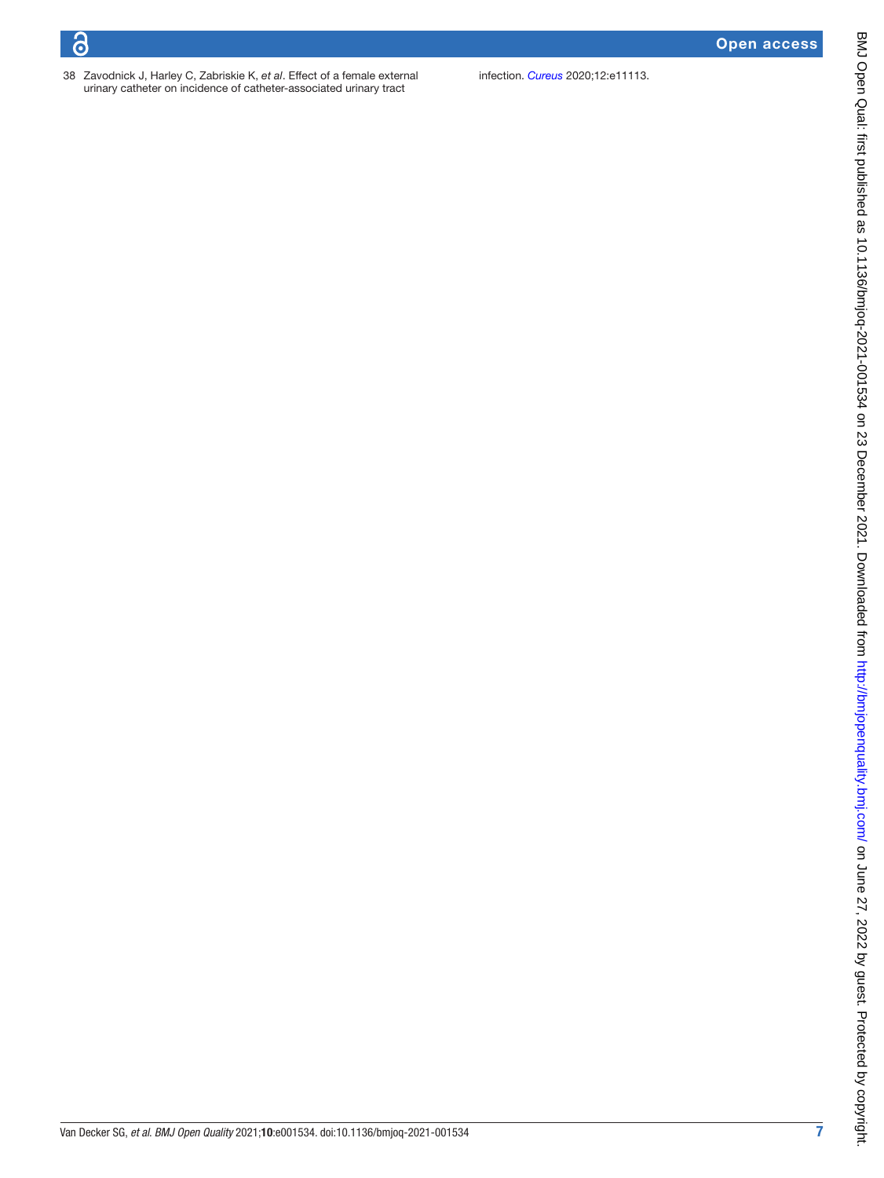38 Zavodnick J, Harley C, Zabriskie K, *et al*. Effect of a female external urinary catheter on incidence of catheter-associated urinary tract infection. *Cureus* 2020;12:e11113.